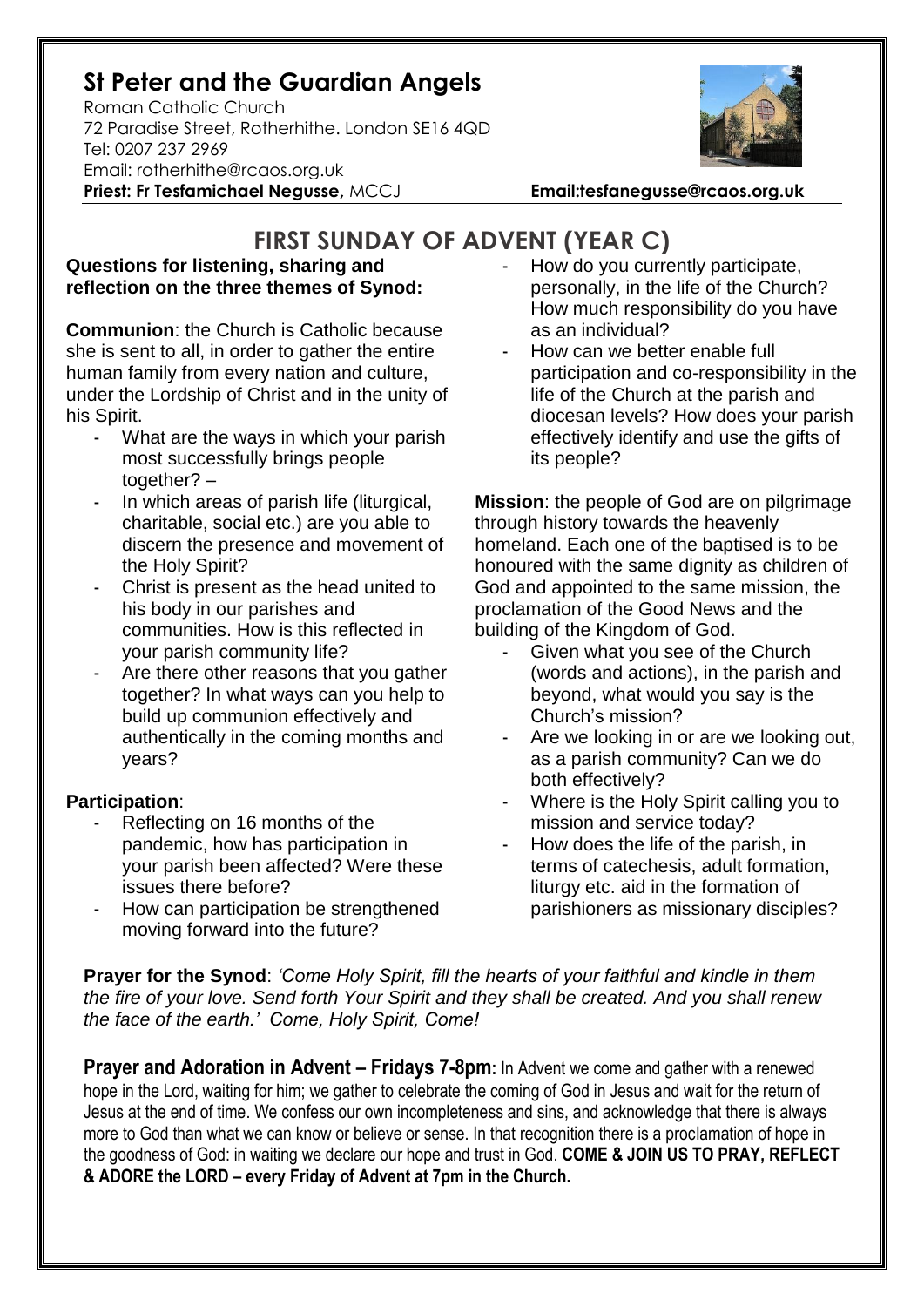# St Peter and the Guardian Angels

Roman Catholic Church
72 Paradise Street, Rotherhithe. London SE16 4QD
Tel: 0207 237 2969
Email: rotherhithe@rcaos.org.uk
**Priest: Fr Tesfamichael Negusse,** MCCJ **Email:tesfanegusse@rcaos.org.uk**

## FIRST SUNDAY OF ADVENT (YEAR C)

**Questions for listening, sharing and reflection on the three themes of Synod:**

**Communion**: the Church is Catholic because she is sent to all, in order to gather the entire human family from every nation and culture, under the Lordship of Christ and in the unity of his Spirit.

- What are the ways in which your parish most successfully brings people together? –
- In which areas of parish life (liturgical, charitable, social etc.) are you able to discern the presence and movement of the Holy Spirit?
- Christ is present as the head united to his body in our parishes and communities. How is this reflected in your parish community life?
- Are there other reasons that you gather together? In what ways can you help to build up communion effectively and authentically in the coming months and years?

**Participation**:

- Reflecting on 16 months of the pandemic, how has participation in your parish been affected? Were these issues there before?
- How can participation be strengthened moving forward into the future?
- How do you currently participate, personally, in the life of the Church? How much responsibility do you have as an individual?
- How can we better enable full participation and co-responsibility in the life of the Church at the parish and diocesan levels? How does your parish effectively identify and use the gifts of its people?

**Mission**: the people of God are on pilgrimage through history towards the heavenly homeland. Each one of the baptised is to be honoured with the same dignity as children of God and appointed to the same mission, the proclamation of the Good News and the building of the Kingdom of God.

- Given what you see of the Church (words and actions), in the parish and beyond, what would you say is the Church's mission?
- Are we looking in or are we looking out, as a parish community? Can we do both effectively?
- Where is the Holy Spirit calling you to mission and service today?
- How does the life of the parish, in terms of catechesis, adult formation, liturgy etc. aid in the formation of parishioners as missionary disciples?

**Prayer for the Synod**: *'Come Holy Spirit, fill the hearts of your faithful and kindle in them the fire of your love. Send forth Your Spirit and they shall be created. And you shall renew the face of the earth.' Come, Holy Spirit, Come!*

**Prayer and Adoration in Advent – Fridays 7-8pm:** In Advent we come and gather with a renewed hope in the Lord, waiting for him; we gather to celebrate the coming of God in Jesus and wait for the return of Jesus at the end of time. We confess our own incompleteness and sins, and acknowledge that there is always more to God than what we can know or believe or sense. In that recognition there is a proclamation of hope in the goodness of God: in waiting we declare our hope and trust in God. **COME & JOIN US TO PRAY, REFLECT & ADORE the LORD – every Friday of Advent at 7pm in the Church.**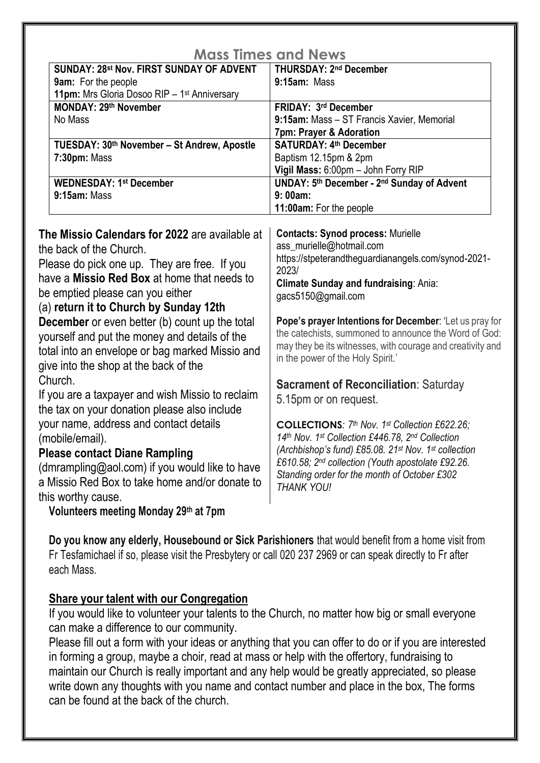# Mass Times and News

| | |
|---|---|
| **SUNDAY: 28st Nov. FIRST SUNDAY OF ADVENT**<br>**9am:** For the people<br>**11pm:** Mrs Gloria Dosoo RIP – 1st Anniversary | **THURSDAY: 2nd December**<br>**9:15am:** Mass |
| **MONDAY: 29th November**<br>No Mass | **FRIDAY: 3rd December**<br>**9:15am:** Mass – ST Francis Xavier, Memorial<br>**7pm: Prayer & Adoration** |
| **TUESDAY: 30th November – St Andrew, Apostle**<br>**7:30pm:** Mass | **SATURDAY: 4th December**<br>Baptism 12.15pm & 2pm<br>**Vigil Mass:** 6:00pm – John Forry RIP |
| **WEDNESDAY: 1st December**<br>**9:15am:** Mass | **UNDAY: 5th December - 2nd Sunday of Advent**<br>**9: 00am:**<br>**11:00am:** For the people |

**The Missio Calendars for 2022** are available at the back of the Church.

Please do pick one up. They are free. If you have a **Missio Red Box** at home that needs to be emptied please can you either

(a) **return it to Church by Sunday 12th December** or even better (b) count up the total yourself and put the money and details of the total into an envelope or bag marked Missio and give into the shop at the back of the Church.

If you are a taxpayer and wish Missio to reclaim the tax on your donation please also include your name, address and contact details (mobile/email).

**Please contact Diane Rampling** (dmrampling@aol.com) if you would like to have a Missio Red Box to take home and/or donate to this worthy cause.

**Volunteers meeting Monday 29th at 7pm**

**Contacts: Synod process:** Murielle
ass_murielle@hotmail.com
https://stpeterandtheguardianangels.com/synod-2021-2023/
**Climate Sunday and fundraising**: Ania: gacs5150@gmail.com

**Pope's prayer Intentions for December**: 'Let us pray for the catechists, summoned to announce the Word of God: may they be its witnesses, with courage and creativity and in the power of the Holy Spirit.'

**Sacrament of Reconciliation**: Saturday 5.15pm or on request.

**COLLECTIONS***: 7th Nov. 1st Collection £622.26; 14th Nov. 1st Collection £446.78, 2nd Collection (Archbishop's fund) £85.08. 21st Nov. 1st collection £610.58; 2nd collection (Youth apostolate £92.26. Standing order for the month of October £302 THANK YOU!*

**Do you know any elderly, Housebound or Sick Parishioners** that would benefit from a home visit from Fr Tesfamichael if so, please visit the Presbytery or call 020 237 2969 or can speak directly to Fr after each Mass.

## Share your talent with our Congregation

If you would like to volunteer your talents to the Church, no matter how big or small everyone can make a difference to our community.

Please fill out a form with your ideas or anything that you can offer to do or if you are interested in forming a group, maybe a choir, read at mass or help with the offertory, fundraising to maintain our Church is really important and any help would be greatly appreciated, so please write down any thoughts with you name and contact number and place in the box, The forms can be found at the back of the church.